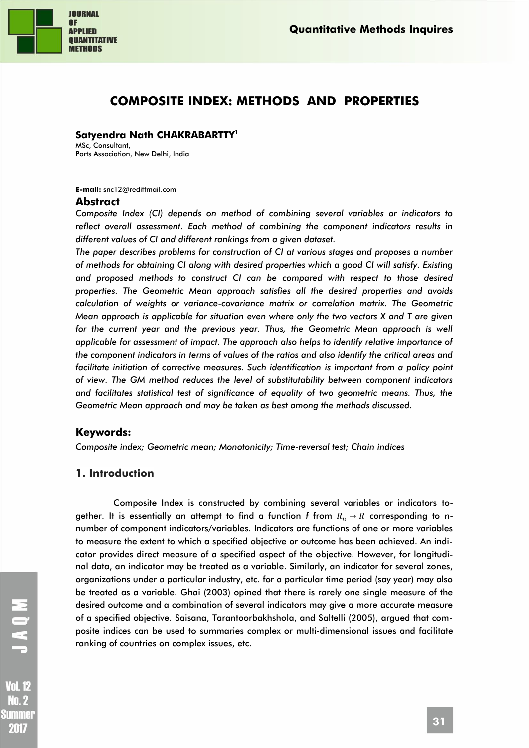# COMPOSITE INDEX: METHODS AND PROPERTIES

**Satyendra Nath CHAKRABARTTY**[1]

MSc, Consultant,
Ports Association, New Delhi, India

**E-mail:** snc12@rediffmail.com

## Abstract

*Composite Index (CI) depends on method of combining several variables or indicators to reflect overall assessment. Each method of combining the component indicators results in different values of CI and different rankings from a given dataset.*

*The paper describes problems for construction of CI at various stages and proposes a number of methods for obtaining CI along with desired properties which a good CI will satisfy. Existing and proposed methods to construct CI can be compared with respect to those desired properties. The Geometric Mean approach satisfies all the desired properties and avoids calculation of weights or variance-covariance matrix or correlation matrix. The Geometric Mean approach is applicable for situation even where only the two vectors X and T are given for the current year and the previous year. Thus, the Geometric Mean approach is well applicable for assessment of impact. The approach also helps to identify relative importance of the component indicators in terms of values of the ratios and also identify the critical areas and facilitate initiation of corrective measures. Such identification is important from a policy point of view. The GM method reduces the level of substitutability between component indicators and facilitates statistical test of significance of equality of two geometric means. Thus, the Geometric Mean approach and may be taken as best among the methods discussed.*

## Keywords:

*Composite index; Geometric mean; Monotonicity; Time-reversal test; Chain indices*

## 1. Introduction

Composite Index is constructed by combining several variables or indicators together. It is essentially an attempt to find a function *f* from $R_n \rightarrow R$ corresponding to *n*-number of component indicators/variables. Indicators are functions of one or more variables to measure the extent to which a specified objective or outcome has been achieved. An indicator provides direct measure of a specified aspect of the objective. However, for longitudinal data, an indicator may be treated as a variable. Similarly, an indicator for several zones, organizations under a particular industry, etc. for a particular time period (say year) may also be treated as a variable. Ghai (2003) opined that there is rarely one single measure of the desired outcome and a combination of several indicators may give a more accurate measure of a specified objective. Saisana, Tarantoorbakhshola, and Saltelli (2005), argued that composite indices can be used to summaries complex or multi-dimensional issues and facilitate ranking of countries on complex issues, etc.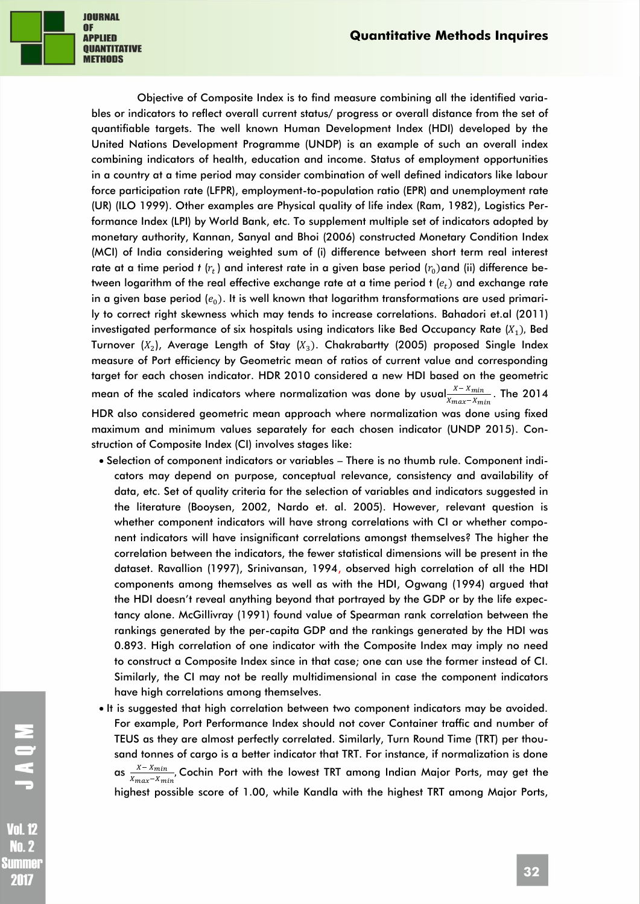Objective of Composite Index is to find measure combining all the identified variables or indicators to reflect overall current status/ progress or overall distance from the set of quantifiable targets. The well known Human Development Index (HDI) developed by the United Nations Development Programme (UNDP) is an example of such an overall index combining indicators of health, education and income. Status of employment opportunities in a country at a time period may consider combination of well defined indicators like labour force participation rate (LFPR), employment-to-population ratio (EPR) and unemployment rate (UR) (ILO 1999). Other examples are Physical quality of life index (Ram, 1982), Logistics Performance Index (LPI) by World Bank, etc. To supplement multiple set of indicators adopted by monetary authority, Kannan, Sanyal and Bhoi (2006) constructed Monetary Condition Index (MCI) of India considering weighted sum of (i) difference between short term real interest rate at a time period *t* ($r_t$) and interest rate in a given base period ($r_0$)and (ii) difference between logarithm of the real effective exchange rate at a time period t ($e_t$) and exchange rate in a given base period ($e_0$). It is well known that logarithm transformations are used primarily to correct right skewness which may tends to increase correlations. Bahadori et.al (2011) investigated performance of six hospitals using indicators like Bed Occupancy Rate ($X_1$), Bed Turnover ($X_2$), Average Length of Stay ($X_3$). Chakrabartty (2005) proposed Single Index measure of Port efficiency by Geometric mean of ratios of current value and corresponding target for each chosen indicator. HDR 2010 considered a new HDI based on the geometric mean of the scaled indicators where normalization was done by usual$\frac{X-X_{min}}{X_{max}-X_{min}}$. The 2014 HDR also considered geometric mean approach where normalization was done using fixed maximum and minimum values separately for each chosen indicator (UNDP 2015). Construction of Composite Index (CI) involves stages like:

- Selection of component indicators or variables – There is no thumb rule. Component indicators may depend on purpose, conceptual relevance, consistency and availability of data, etc. Set of quality criteria for the selection of variables and indicators suggested in the literature (Booysen, 2002, Nardo et. al. 2005). However, relevant question is whether component indicators will have strong correlations with CI or whether component indicators will have insignificant correlations amongst themselves? The higher the correlation between the indicators, the fewer statistical dimensions will be present in the dataset. Ravallion (1997), Srinivansan, 1994, observed high correlation of all the HDI components among themselves as well as with the HDI, Ogwang (1994) argued that the HDI doesn't reveal anything beyond that portrayed by the GDP or by the life expectancy alone. McGillivray (1991) found value of Spearman rank correlation between the rankings generated by the per-capita GDP and the rankings generated by the HDI was 0.893. High correlation of one indicator with the Composite Index may imply no need to construct a Composite Index since in that case; one can use the former instead of CI. Similarly, the CI may not be really multidimensional in case the component indicators have high correlations among themselves.
- It is suggested that high correlation between two component indicators may be avoided. For example, Port Performance Index should not cover Container traffic and number of TEUS as they are almost perfectly correlated. Similarly, Turn Round Time (TRT) per thousand tonnes of cargo is a better indicator that TRT. For instance, if normalization is done as $\frac{X-X_{min}}{X_{max}-X_{min}}$, Cochin Port with the lowest TRT among Indian Major Ports, may get the highest possible score of 1.00, while Kandla with the highest TRT among Major Ports,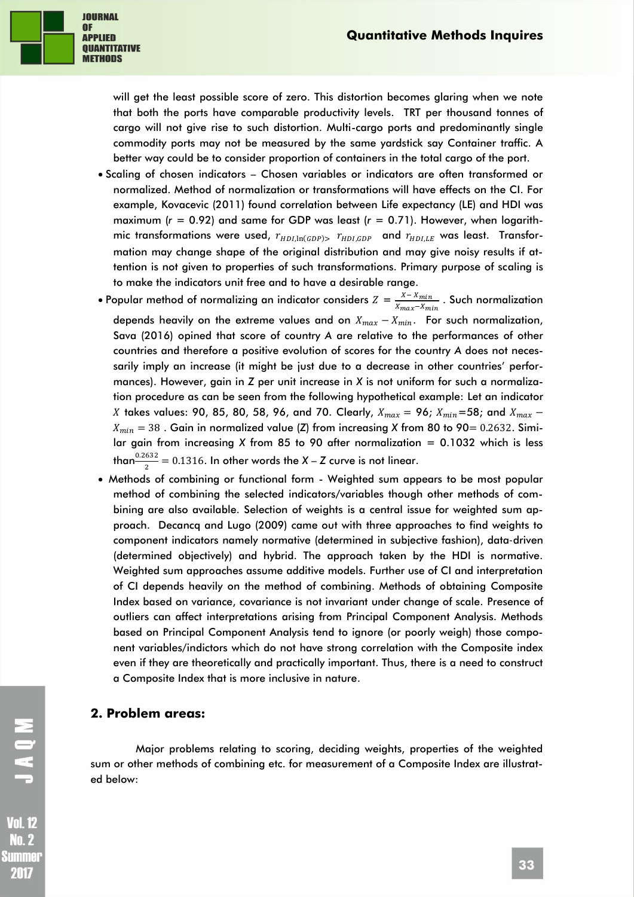will get the least possible score of zero. This distortion becomes glaring when we note that both the ports have comparable productivity levels. TRT per thousand tonnes of cargo will not give rise to such distortion. Multi-cargo ports and predominantly single commodity ports may not be measured by the same yardstick say Container traffic. A better way could be to consider proportion of containers in the total cargo of the port.

- Scaling of chosen indicators – Chosen variables or indicators are often transformed or normalized. Method of normalization or transformations will have effects on the CI. For example, Kovacevic (2011) found correlation between Life expectancy (LE) and HDI was maximum (r = 0.92) and same for GDP was least (r = 0.71). However, when logarithmic transformations were used, $r_{HDI,\ln(GDP)} > r_{HDI,GDP}$ and $r_{HDI,LE}$ was least. Transformation may change shape of the original distribution and may give noisy results if attention is not given to properties of such transformations. Primary purpose of scaling is to make the indicators unit free and to have a desirable range.
- Popular method of normalizing an indicator considers $Z = \frac{X - X_{min}}{X_{max} - X_{min}}$ . Such normalization depends heavily on the extreme values and on $X_{max} - X_{min}$. For such normalization, Sava (2016) opined that score of country A are relative to the performances of other countries and therefore a positive evolution of scores for the country A does not necessarily imply an increase (it might be just due to a decrease in other countries' performances). However, gain in Z per unit increase in X is not uniform for such a normalization procedure as can be seen from the following hypothetical example: Let an indicator $X$ takes values: 90, 85, 80, 58, 96, and 70. Clearly, $X_{max}$ = 96; $X_{min}$=58; and $X_{max} - X_{min} = 38$ . Gain in normalized value (Z) from increasing X from 80 to 90= $0.2632$. Similar gain from increasing X from 85 to 90 after normalization = 0.1032 which is less than$\frac{0.2632}{2} = 0.1316$. In other words the X – Z curve is not linear.
- Methods of combining or functional form - Weighted sum appears to be most popular method of combining the selected indicators/variables though other methods of combining are also available. Selection of weights is a central issue for weighted sum approach. Decancq and Lugo (2009) came out with three approaches to find weights to component indicators namely normative (determined in subjective fashion), data-driven (determined objectively) and hybrid. The approach taken by the HDI is normative. Weighted sum approaches assume additive models. Further use of CI and interpretation of CI depends heavily on the method of combining. Methods of obtaining Composite Index based on variance, covariance is not invariant under change of scale. Presence of outliers can affect interpretations arising from Principal Component Analysis. Methods based on Principal Component Analysis tend to ignore (or poorly weigh) those component variables/indictors which do not have strong correlation with the Composite index even if they are theoretically and practically important. Thus, there is a need to construct a Composite Index that is more inclusive in nature.

## 2. Problem areas:

Major problems relating to scoring, deciding weights, properties of the weighted sum or other methods of combining etc. for measurement of a Composite Index are illustrated below: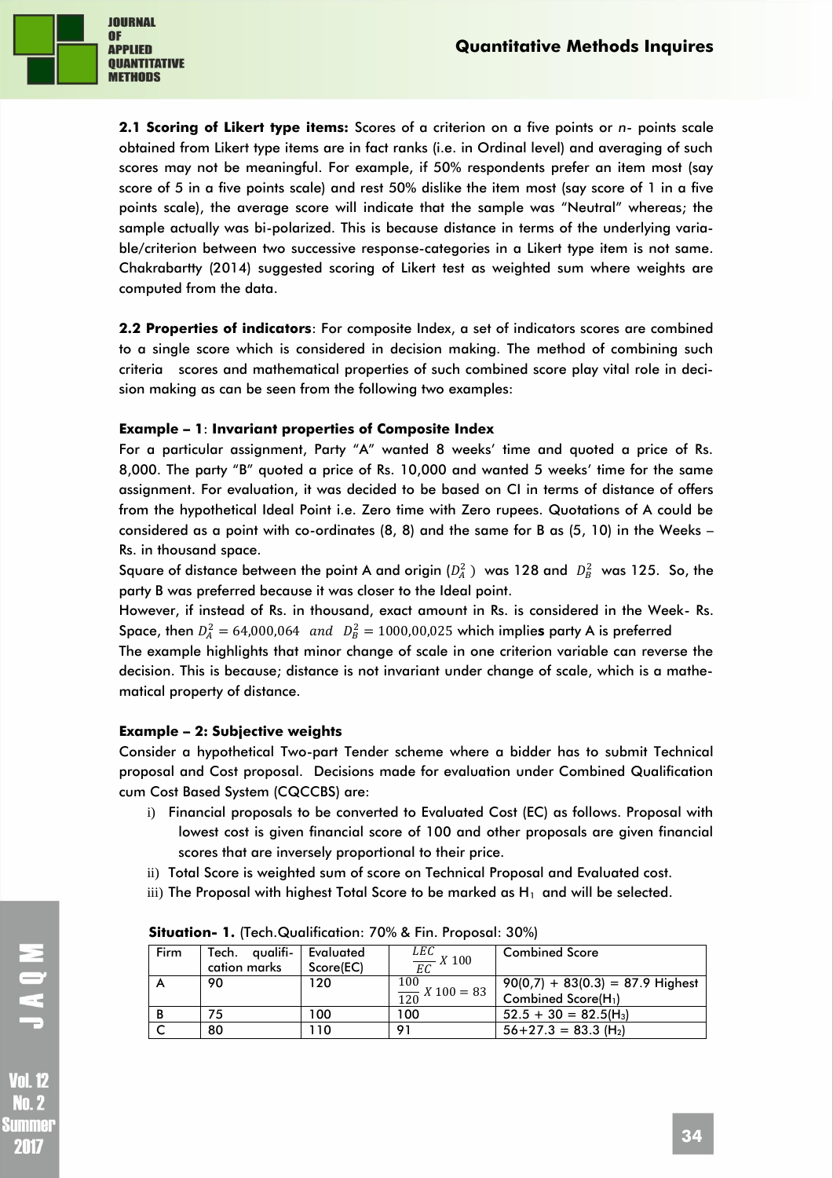**2.1 Scoring of Likert type items:** Scores of a criterion on a five points or *n*- points scale obtained from Likert type items are in fact ranks (i.e. in Ordinal level) and averaging of such scores may not be meaningful. For example, if 50% respondents prefer an item most (say score of 5 in a five points scale) and rest 50% dislike the item most (say score of 1 in a five points scale), the average score will indicate that the sample was "Neutral" whereas; the sample actually was bi-polarized. This is because distance in terms of the underlying variable/criterion between two successive response-categories in a Likert type item is not same. Chakrabartty (2014) suggested scoring of Likert test as weighted sum where weights are computed from the data.

**2.2 Properties of indicators**: For composite Index, a set of indicators scores are combined to a single score which is considered in decision making. The method of combining such criteria scores and mathematical properties of such combined score play vital role in decision making as can be seen from the following two examples:

**Example – 1**: **Invariant properties of Composite Index**

For a particular assignment, Party "A" wanted 8 weeks' time and quoted a price of Rs. 8,000. The party "B" quoted a price of Rs. 10,000 and wanted 5 weeks' time for the same assignment. For evaluation, it was decided to be based on CI in terms of distance of offers from the hypothetical Ideal Point i.e. Zero time with Zero rupees. Quotations of A could be considered as a point with co-ordinates (8, 8) and the same for B as (5, 10) in the Weeks – Rs. in thousand space.

Square of distance between the point A and origin ($D_A^2$ ) was 128 and $D_B^2$ was 125. So, the party B was preferred because it was closer to the Ideal point.

However, if instead of Rs. in thousand, exact amount in Rs. is considered in the Week- Rs. Space, then $D_A^2 = 64{,}000{,}064$ $and$ $D_B^2 = 1000{,}00{,}025$ which implies party A is preferred

The example highlights that minor change of scale in one criterion variable can reverse the decision. This is because; distance is not invariant under change of scale, which is a mathematical property of distance.

**Example – 2: Subjective weights**

Consider a hypothetical Two-part Tender scheme where a bidder has to submit Technical proposal and Cost proposal. Decisions made for evaluation under Combined Qualification cum Cost Based System (CQCCBS) are:

i) Financial proposals to be converted to Evaluated Cost (EC) as follows. Proposal with lowest cost is given financial score of 100 and other proposals are given financial scores that are inversely proportional to their price.
ii) Total Score is weighted sum of score on Technical Proposal and Evaluated cost.
iii) The Proposal with highest Total Score to be marked as $H_1$ and will be selected.

**Situation- 1.** (Tech.Qualification: 70% & Fin. Proposal: 30%)

| Firm | Tech. qualification marks | Evaluated Score(EC) | $\frac{LEC}{EC} X\ 100$ | Combined Score |
|---|---|---|---|---|
| A | 90 | 120 | $\frac{100}{120} X\ 100 = 83$ | 90(0,7) + 83(0.3) = 87.9 Highest Combined Score($H_1$) |
| B | 75 | 100 | 100 | 52.5 + 30 = 82.5($H_3$) |
| C | 80 | 110 | 91 | 56+27.3 = 83.3 ($H_2$) |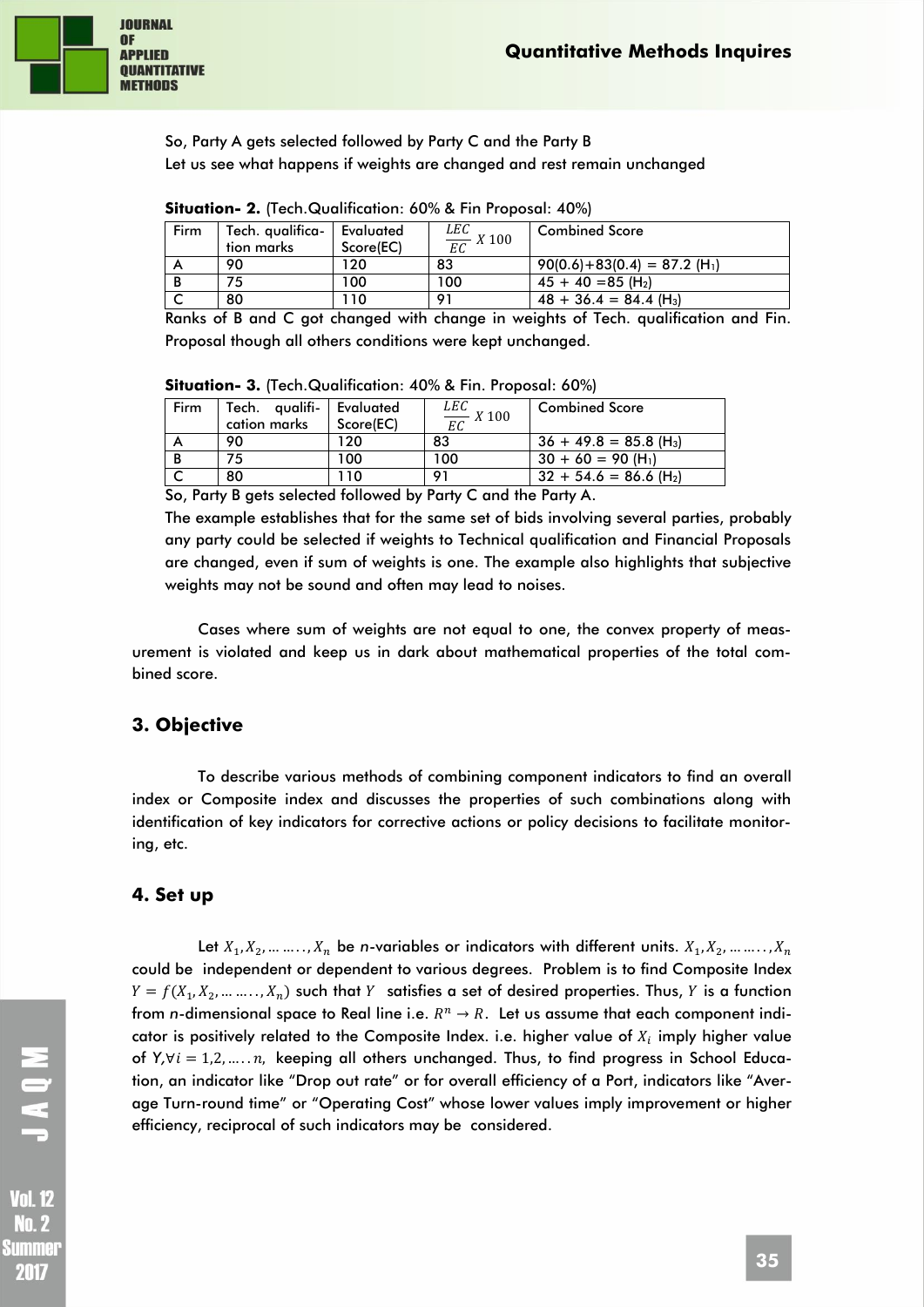So, Party A gets selected followed by Party C and the Party B

Let us see what happens if weights are changed and rest remain unchanged

**Situation- 2.** (Tech.Qualification: 60% & Fin Proposal: 40%)

| Firm | Tech. qualification marks | Evaluated Score(EC) | $\frac{LEC}{EC} X\ 100$ | Combined Score |
|---|---|---|---|---|
| A | 90 | 120 | 83 | 90(0.6)+83(0.4) = 87.2 ($H_1$) |
| B | 75 | 100 | 100 | 45 + 40 =85 ($H_2$) |
| C | 80 | 110 | 91 | 48 + 36.4 = 84.4 ($H_3$) |

Ranks of B and C got changed with change in weights of Tech. qualification and Fin. Proposal though all others conditions were kept unchanged.

**Situation- 3.** (Tech.Qualification: 40% & Fin. Proposal: 60%)

| Firm | Tech. qualification marks | Evaluated Score(EC) | $\frac{LEC}{EC} X\ 100$ | Combined Score |
|---|---|---|---|---|
| A | 90 | 120 | 83 | 36 + 49.8 = 85.8 ($H_3$) |
| B | 75 | 100 | 100 | 30 + 60 = 90 ($H_1$) |
| C | 80 | 110 | 91 | 32 + 54.6 = 86.6 ($H_2$) |

So, Party B gets selected followed by Party C and the Party A.

The example establishes that for the same set of bids involving several parties, probably any party could be selected if weights to Technical qualification and Financial Proposals are changed, even if sum of weights is one. The example also highlights that subjective weights may not be sound and often may lead to noises.

Cases where sum of weights are not equal to one, the convex property of measurement is violated and keep us in dark about mathematical properties of the total combined score.

## 3. Objective

To describe various methods of combining component indicators to find an overall index or Composite index and discusses the properties of such combinations along with identification of key indicators for corrective actions or policy decisions to facilitate monitoring, etc.

## 4. Set up

Let $X_1, X_2, \ldots\ldots, X_n$ be *n*-variables or indicators with different units. $X_1, X_2, \ldots\ldots, X_n$ could be independent or dependent to various degrees. Problem is to find Composite Index $Y = f(X_1, X_2, \ldots\ldots, X_n)$ such that $Y$ satisfies a set of desired properties. Thus, $Y$ is a function from *n*-dimensional space to Real line i.e. $R^n \rightarrow R$. Let us assume that each component indicator is positively related to the Composite Index. i.e. higher value of $X_i$ imply higher value of $Y, \forall i = 1,2, \ldots\ldots n$, keeping all others unchanged. Thus, to find progress in School Education, an indicator like "Drop out rate" or for overall efficiency of a Port, indicators like "Average Turn-round time" or "Operating Cost" whose lower values imply improvement or higher efficiency, reciprocal of such indicators may be considered.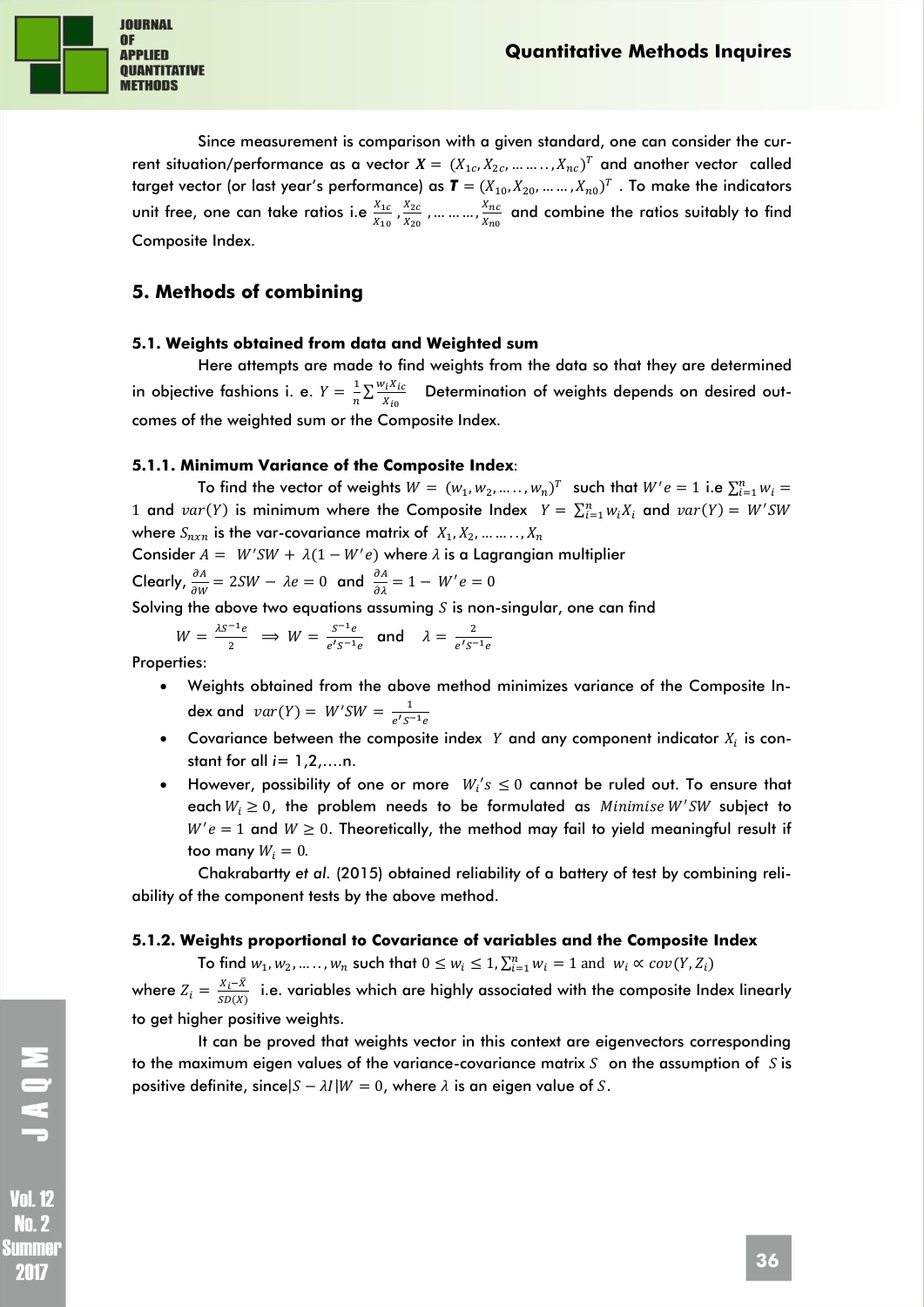Since measurement is comparison with a given standard, one can consider the current situation/performance as a vector $\boldsymbol{X} = (X_{1c}, X_{2c}, \dots\dots, X_{nc})^T$ and another vector called target vector (or last year's performance) as $\boldsymbol{T} = (X_{10}, X_{20}, \dots\dots, X_{n0})^T$ . To make the indicators unit free, one can take ratios i.e $\frac{X_{1c}}{X_{10}}, \frac{X_{2c}}{X_{20}}, \dots\dots, \frac{X_{nc}}{X_{n0}}$ and combine the ratios suitably to find Composite Index.

## 5. Methods of combining

### 5.1. Weights obtained from data and Weighted sum

Here attempts are made to find weights from the data so that they are determined in objective fashions i. e. $Y = \frac{1}{n}\sum \frac{w_i X_{ic}}{X_{i0}}$ Determination of weights depends on desired outcomes of the weighted sum or the Composite Index.

#### 5.1.1. Minimum Variance of the Composite Index:

To find the vector of weights $W = (w_1, w_2, \dots\dots, w_n)^T$ such that $W'e = 1$ i.e $\sum_{i=1}^{n} w_i = 1$ and $var(Y)$ is minimum where the Composite Index $Y = \sum_{i=1}^{n} w_i X_i$ and $var(Y) = W'SW$ where $S_{nxn}$ is the var-covariance matrix of $X_1, X_2, \dots\dots, X_n$

Consider $A = W'SW + \lambda(1 - W'e)$ where $\lambda$ is a Lagrangian multiplier

Clearly, $\frac{\partial A}{\partial W} = 2SW - \lambda e = 0$ and $\frac{\partial A}{\partial \lambda} = 1 - W'e = 0$

Solving the above two equations assuming $S$ is non-singular, one can find

$$W = \frac{\lambda S^{-1}e}{2} \implies W = \frac{S^{-1}e}{e'S^{-1}e} \text{ and } \lambda = \frac{2}{e'S^{-1}e}$$

Properties:

- Weights obtained from the above method minimizes variance of the Composite Index and $var(Y) = W'SW = \frac{1}{e'S^{-1}e}$
- Covariance between the composite index $Y$ and any component indicator $X_i$ is constant for all $i$= 1,2,....n.
- However, possibility of one or more $W_i's \leq 0$ cannot be ruled out. To ensure that each $W_i \geq 0$, the problem needs to be formulated as $Minimise\ W'SW$ subject to $W'e = 1$ and $W \geq 0$. Theoretically, the method may fail to yield meaningful result if too many $W_i = 0$.

Chakrabartty *et al.* (2015) obtained reliability of a battery of test by combining reliability of the component tests by the above method.

#### 5.1.2. Weights proportional to Covariance of variables and the Composite Index

To find $w_1, w_2, \dots\dots, w_n$ such that $0 \leq w_i \leq 1, \sum_{i=1}^{n} w_i = 1$ and $w_i \propto cov(Y, Z_i)$ where $Z_i = \frac{X_i - \bar{X}}{SD(X)}$ i.e. variables which are highly associated with the composite Index linearly to get higher positive weights.

It can be proved that weights vector in this context are eigenvectors corresponding to the maximum eigen values of the variance-covariance matrix $S$ on the assumption of $S$ is positive definite, since$|S - \lambda I|W = 0$, where $\lambda$ is an eigen value of $S$.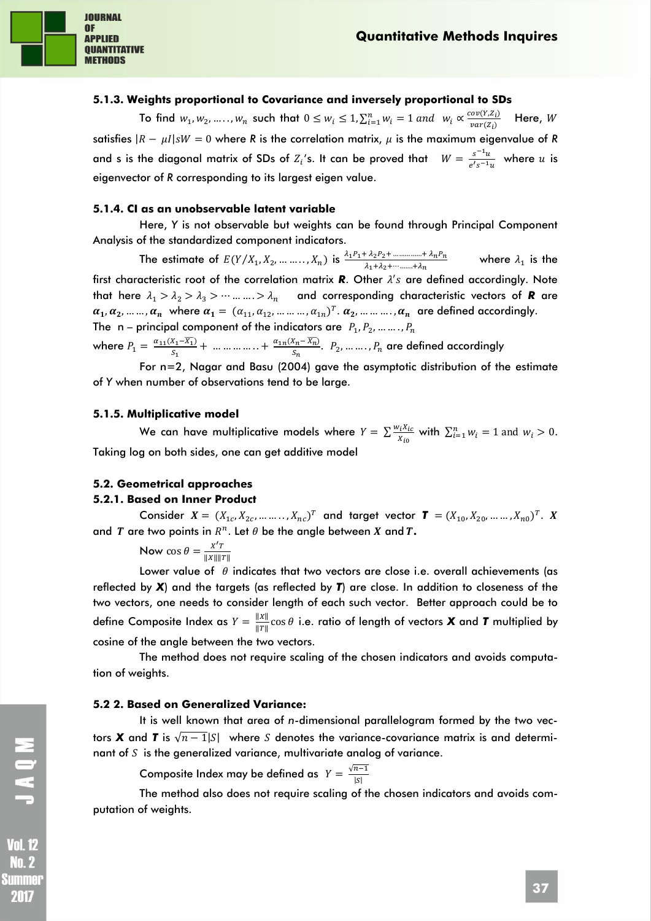#### 5.1.3. Weights proportional to Covariance and inversely proportional to SDs

To find $w_1, w_2, \ldots\ldots, w_n$ such that $0 \le w_i \le 1, \sum_{i=1}^{n} w_i = 1$ *and* $w_i \propto \frac{cov(Y, Z_i)}{var(Z_i)}$ Here, $W$ satisfies $|R - \mu I|sW = 0$ where $R$ is the correlation matrix, $\mu$ is the maximum eigenvalue of $R$ and s is the diagonal matrix of SDs of $Z_i$'s. It can be proved that $W = \frac{s^{-1}u}{e's^{-1}u}$ where $u$ is eigenvector of $R$ corresponding to its largest eigen value.

#### 5.1.4. CI as an unobservable latent variable

Here, Y is not observable but weights can be found through Principal Component Analysis of the standardized component indicators.

The estimate of $E(Y/X_1, X_2, \ldots\ldots, X_n)$ is $\frac{\lambda_1 P_1 + \lambda_2 P_2 + \ldots\ldots + \lambda_n P_n}{\lambda_1 + \lambda_2 + \cdots\ldots + \lambda_n}$ where $\lambda_1$ is the first characteristic root of the correlation matrix $\boldsymbol{R}$. Other $\lambda' s$ are defined accordingly. Note that here $\lambda_1 > \lambda_2 > \lambda_3 > \cdots \ldots > \lambda_n$ and corresponding characteristic vectors of $\boldsymbol{R}$ are $\boldsymbol{\alpha_1}, \boldsymbol{\alpha_2}, \ldots\ldots, \boldsymbol{\alpha_n}$ where $\boldsymbol{\alpha_1} = (\alpha_{11}, \alpha_{12}, \ldots\ldots, \alpha_{1n})^T$. $\boldsymbol{\alpha_2}, \ldots\ldots, \boldsymbol{\alpha_n}$ are defined accordingly.

The n – principal component of the indicators are $P_1, P_2, \ldots\ldots, P_n$

where $P_1 = \frac{\alpha_{11}(X_1 - \overline{X_1})}{S_1} + \ldots\ldots + \frac{\alpha_{1n}(X_n - \overline{X_n})}{S_n}$. $P_2, \ldots\ldots, P_n$ are defined accordingly

For n=2, Nagar and Basu (2004) gave the asymptotic distribution of the estimate of Y when number of observations tend to be large.

#### 5.1.5. Multiplicative model

We can have multiplicative models where $Y = \sum \frac{w_i X_{ic}}{X_{i0}}$ with $\sum_{i=1}^{n} w_i = 1$ and $w_i > 0$. Taking log on both sides, one can get additive model

### 5.2. Geometrical approaches

#### 5.2.1. Based on Inner Product

Consider $\boldsymbol{X} = (X_{1c}, X_{2c}, \ldots\ldots, X_{nc})^T$ and target vector $\boldsymbol{T} = (X_{10}, X_{20}, \ldots\ldots, X_{n0})^T$. $\boldsymbol{X}$ and $\boldsymbol{T}$ are two points in $R^n$. Let $\theta$ be the angle between $\boldsymbol{X}$ and $\boldsymbol{T}$.

Now $\cos\theta = \frac{X'T}{\|X\|\|T\|}$

Lower value of $\theta$ indicates that two vectors are close i.e. overall achievements (as reflected by $\boldsymbol{X}$) and the targets (as reflected by $\boldsymbol{T}$) are close. In addition to closeness of the two vectors, one needs to consider length of each such vector. Better approach could be to define Composite Index as $Y = \frac{\|X\|}{\|T\|}\cos\theta$ i.e. ratio of length of vectors $\boldsymbol{X}$ and $\boldsymbol{T}$ multiplied by cosine of the angle between the two vectors.

The method does not require scaling of the chosen indicators and avoids computation of weights.

#### 5.2 2. Based on Generalized Variance:

It is well known that area of $n$-dimensional parallelogram formed by the two vectors $\boldsymbol{X}$ and $\boldsymbol{T}$ is $\sqrt{n-1}|S|$ where $S$ denotes the variance-covariance matrix is and determinant of $S$ is the generalized variance, multivariate analog of variance.

Composite Index may be defined as $Y = \frac{\sqrt{n-1}}{|S|}$

The method also does not require scaling of the chosen indicators and avoids computation of weights.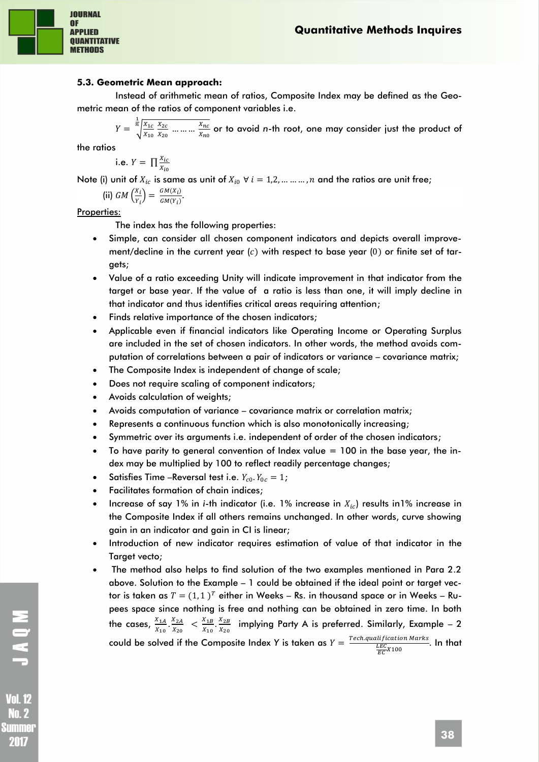### 5.3. Geometric Mean approach:

Instead of arithmetic mean of ratios, Composite Index may be defined as the Geometric mean of the ratios of component variables i.e.

$Y = \sqrt[\frac{1}{n}]{\frac{X_{1c}}{X_{10}} \frac{X_{2c}}{X_{20}} \ldots\ldots\ldots \frac{X_{nc}}{X_{n0}}}$ or to avoid $n$-th root, one may consider just the product of the ratios

i.e. $Y = \prod \frac{X_{ic}}{X_{i0}}$

Note (i) unit of $X_{ic}$ is same as unit of $X_{i0}$ $\forall\ i = 1,2, \ldots \ldots \ldots, n$ and the ratios are unit free;

(ii) $GM\left(\frac{X_i}{Y_i}\right) = \frac{GM(X_i)}{GM(Y_i)}$.

<u>Properties:</u>

The index has the following properties:

- Simple, can consider all chosen component indicators and depicts overall improvement/decline in the current year $(c)$ with respect to base year $(0)$ or finite set of targets;
- Value of a ratio exceeding Unity will indicate improvement in that indicator from the target or base year. If the value of a ratio is less than one, it will imply decline in that indicator and thus identifies critical areas requiring attention;
- Finds relative importance of the chosen indicators;
- Applicable even if financial indicators like Operating Income or Operating Surplus are included in the set of chosen indicators. In other words, the method avoids computation of correlations between a pair of indicators or variance – covariance matrix;
- The Composite Index is independent of change of scale;
- Does not require scaling of component indicators;
- Avoids calculation of weights;
- Avoids computation of variance – covariance matrix or correlation matrix;
- Represents a continuous function which is also monotonically increasing;
- Symmetric over its arguments i.e. independent of order of the chosen indicators;
- To have parity to general convention of Index value = 100 in the base year, the index may be multiplied by 100 to reflect readily percentage changes;
- Satisfies Time –Reversal test i.e. $Y_{c0}.Y_{0c} = 1$;
- Facilitates formation of chain indices;
- Increase of say 1% in *i*-th indicator (i.e. 1% increase in $X_{ic}$) results in1% increase in the Composite Index if all others remains unchanged. In other words, curve showing gain in an indicator and gain in CI is linear;
- Introduction of new indicator requires estimation of value of that indicator in the Target vecto;
- The method also helps to find solution of the two examples mentioned in Para 2.2 above. Solution to the Example – 1 could be obtained if the ideal point or target vector is taken as $T = (1,1)^T$ either in Weeks – Rs. in thousand space or in Weeks – Rupees space since nothing is free and nothing can be obtained in zero time. In both the cases, $\frac{X_{1A}}{X_{10}} \cdot \frac{X_{2A}}{X_{20}} < \frac{X_{1B}}{X_{10}} \cdot \frac{X_{2B}}{X_{20}}$ implying Party A is preferred. Similarly, Example – 2 could be solved if the Composite Index Y is taken as $Y = \frac{Tech.qualification\ Marks}{\frac{LEC}{EC} X 100}$. In that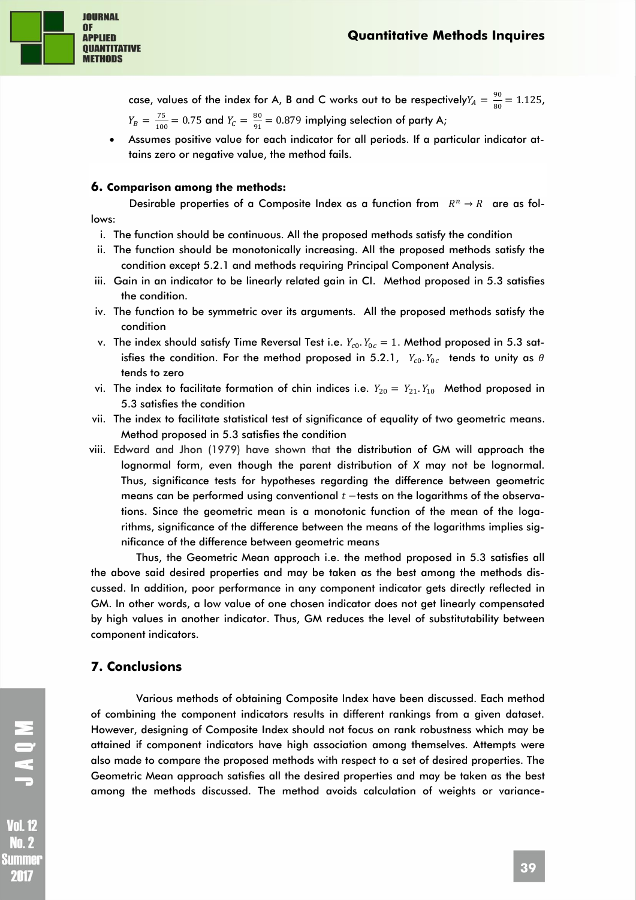case, values of the index for A, B and C works out to be respectively$Y_A = \frac{90}{80} = 1.125$, $Y_B = \frac{75}{100} = 0.75$ and $Y_C = \frac{80}{91} = 0.879$ implying selection of party A;

- Assumes positive value for each indicator for all periods. If a particular indicator attains zero or negative value, the method fails.

## 6. Comparison among the methods:

Desirable properties of a Composite Index as a function from $R^n \rightarrow R$ are as follows:

i. The function should be continuous. All the proposed methods satisfy the condition
ii. The function should be monotonically increasing. All the proposed methods satisfy the condition except 5.2.1 and methods requiring Principal Component Analysis.
iii. Gain in an indicator to be linearly related gain in CI. Method proposed in 5.3 satisfies the condition.
iv. The function to be symmetric over its arguments. All the proposed methods satisfy the condition
v. The index should satisfy Time Reversal Test i.e. $Y_{c0}.Y_{0c} = 1$. Method proposed in 5.3 satisfies the condition. For the method proposed in 5.2.1, $Y_{c0}.Y_{0c}$ tends to unity as $\theta$ tends to zero
vi. The index to facilitate formation of chin indices i.e. $Y_{20} = Y_{21}.Y_{10}$ Method proposed in 5.3 satisfies the condition
vii. The index to facilitate statistical test of significance of equality of two geometric means. Method proposed in 5.3 satisfies the condition
viii. Edward and Jhon (1979) have shown that the distribution of GM will approach the lognormal form, even though the parent distribution of X may not be lognormal. Thus, significance tests for hypotheses regarding the difference between geometric means can be performed using conventional $t$ −tests on the logarithms of the observations. Since the geometric mean is a monotonic function of the mean of the logarithms, significance of the difference between the means of the logarithms implies significance of the difference between geometric means

Thus, the Geometric Mean approach i.e. the method proposed in 5.3 satisfies all the above said desired properties and may be taken as the best among the methods discussed. In addition, poor performance in any component indicator gets directly reflected in GM. In other words, a low value of one chosen indicator does not get linearly compensated by high values in another indicator. Thus, GM reduces the level of substitutability between component indicators.

## 7. Conclusions

Various methods of obtaining Composite Index have been discussed. Each method of combining the component indicators results in different rankings from a given dataset. However, designing of Composite Index should not focus on rank robustness which may be attained if component indicators have high association among themselves. Attempts were also made to compare the proposed methods with respect to a set of desired properties. The Geometric Mean approach satisfies all the desired properties and may be taken as the best among the methods discussed. The method avoids calculation of weights or variance-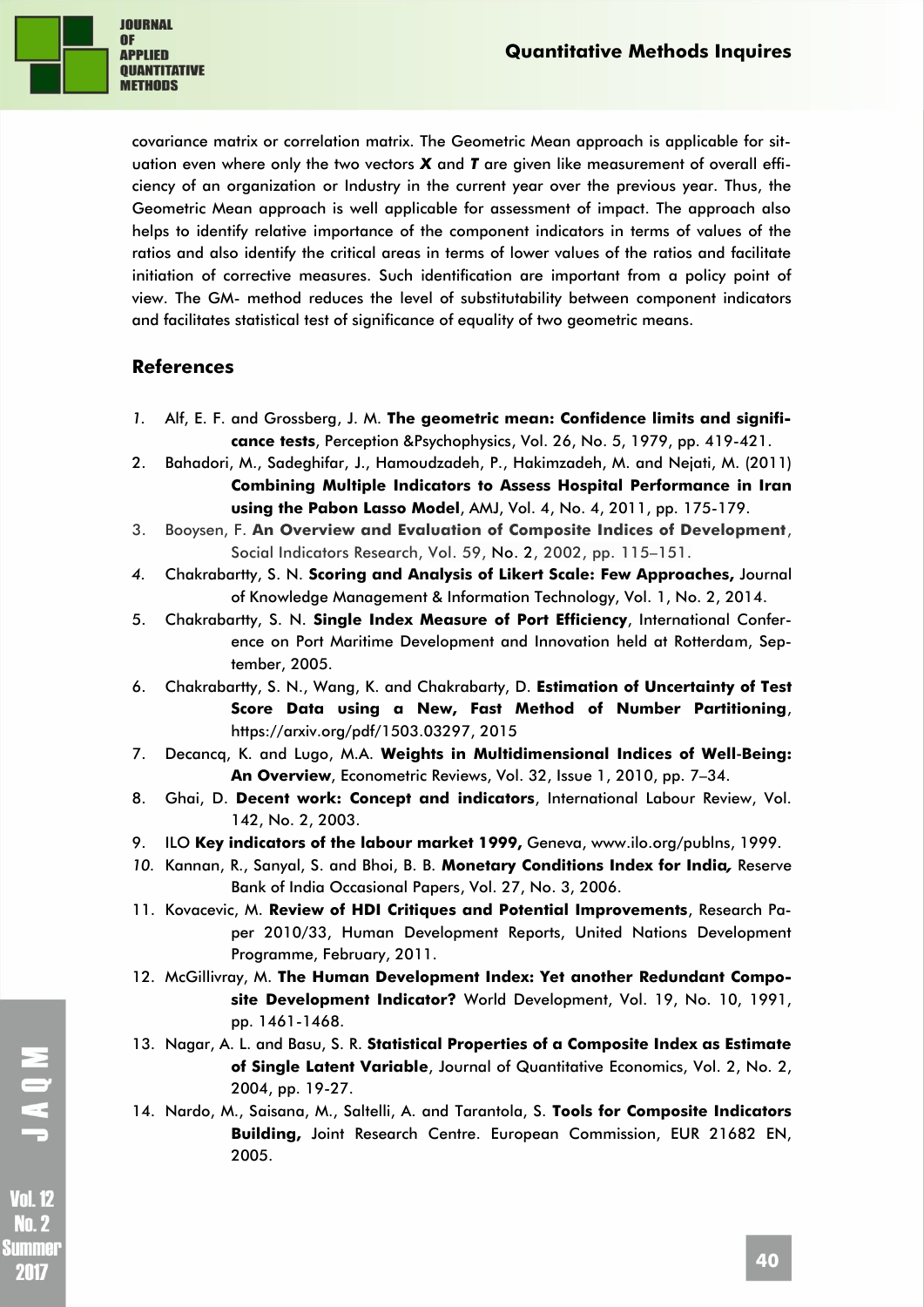covariance matrix or correlation matrix. The Geometric Mean approach is applicable for situation even where only the two vectors $\boldsymbol{X}$ and $\boldsymbol{T}$ are given like measurement of overall efficiency of an organization or Industry in the current year over the previous year. Thus, the Geometric Mean approach is well applicable for assessment of impact. The approach also helps to identify relative importance of the component indicators in terms of values of the ratios and also identify the critical areas in terms of lower values of the ratios and facilitate initiation of corrective measures. Such identification are important from a policy point of view. The GM- method reduces the level of substitutability between component indicators and facilitates statistical test of significance of equality of two geometric means.

## References

1. Alf, E. F. and Grossberg, J. M. **The geometric mean: Confidence limits and significance tests**, Perception &Psychophysics, Vol. 26, No. 5, 1979, pp. 419-421.
2. Bahadori, M., Sadeghifar, J., Hamoudzadeh, P., Hakimzadeh, M. and Nejati, M. (2011) **Combining Multiple Indicators to Assess Hospital Performance in Iran using the Pabon Lasso Model**, AMJ, Vol. 4, No. 4, 2011, pp. 175-179.
3. Booysen, F. **An Overview and Evaluation of Composite Indices of Development**, Social Indicators Research, Vol. 59, No. 2, 2002, pp. 115–151.
4. Chakrabartty, S. N. **Scoring and Analysis of Likert Scale: Few Approaches,** Journal of Knowledge Management & Information Technology, Vol. 1, No. 2, 2014.
5. Chakrabartty, S. N. **Single Index Measure of Port Efficiency**, International Conference on Port Maritime Development and Innovation held at Rotterdam, September, 2005.
6. Chakrabartty, S. N., Wang, K. and Chakrabarty, D. **Estimation of Uncertainty of Test Score Data using a New, Fast Method of Number Partitioning**, https://arxiv.org/pdf/1503.03297, 2015
7. Decancq, K. and Lugo, M.A. **Weights in Multidimensional Indices of Well-Being: An Overview**, Econometric Reviews, Vol. 32, Issue 1, 2010, pp. 7–34.
8. Ghai, D. **Decent work: Concept and indicators**, International Labour Review, Vol. 142, No. 2, 2003.
9. ILO **Key indicators of the labour market 1999,** Geneva, www.ilo.org/publns, 1999.
10. Kannan, R., Sanyal, S. and Bhoi, B. B. **Monetary Conditions Index for India,** Reserve Bank of India Occasional Papers, Vol. 27, No. 3, 2006.
11. Kovacevic, M. **Review of HDI Critiques and Potential Improvements**, Research Paper 2010/33, Human Development Reports, United Nations Development Programme, February, 2011.
12. McGillivray, M. **The Human Development Index: Yet another Redundant Composite Development Indicator?** World Development, Vol. 19, No. 10, 1991, pp. 1461-1468.
13. Nagar, A. L. and Basu, S. R. **Statistical Properties of a Composite Index as Estimate of Single Latent Variable**, Journal of Quantitative Economics, Vol. 2, No. 2, 2004, pp. 19-27.
14. Nardo, M., Saisana, M., Saltelli, A. and Tarantola, S. **Tools for Composite Indicators Building,** Joint Research Centre. European Commission, EUR 21682 EN, 2005.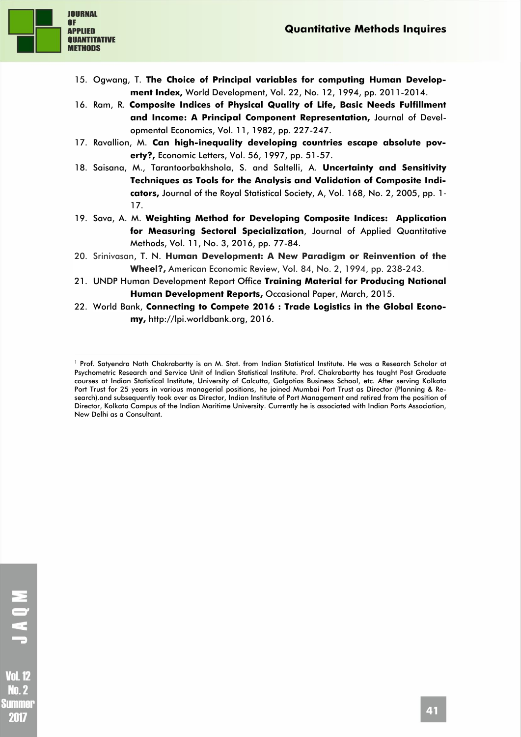15. Ogwang, T. **The Choice of Principal variables for computing Human Development Index,** World Development, Vol. 22, No. 12, 1994, pp. 2011-2014.
16. Ram, R. **Composite Indices of Physical Quality of Life, Basic Needs Fulfillment and Income: A Principal Component Representation,** Journal of Developmental Economics, Vol. 11, 1982, pp. 227-247.
17. Ravallion, M. **Can high-inequality developing countries escape absolute poverty?,** Economic Letters, Vol. 56, 1997, pp. 51-57.
18. Saisana, M., Tarantoorbakhshola, S. and Saltelli, A. **Uncertainty and Sensitivity Techniques as Tools for the Analysis and Validation of Composite Indicators,** Journal of the Royal Statistical Society, A, Vol. 168, No. 2, 2005, pp. 1-17.
19. Sava, A. M. **Weighting Method for Developing Composite Indices: Application for Measuring Sectoral Specialization**, Journal of Applied Quantitative Methods, Vol. 11, No. 3, 2016, pp. 77-84.
20. Srinivasan, T. N. **Human Development: A New Paradigm or Reinvention of the Wheel?,** American Economic Review, Vol. 84, No. 2, 1994, pp. 238-243.
21. UNDP Human Development Report Office **Training Material for Producing National Human Development Reports,** Occasional Paper, March, 2015.
22. World Bank, **Connecting to Compete 2016 : Trade Logistics in the Global Economy,** http://lpi.worldbank.org, 2016.

---

[1] Prof. Satyendra Nath Chakrabartty is an M. Stat. from Indian Statistical Institute. He was a Research Scholar at Psychometric Research and Service Unit of Indian Statistical Institute. Prof. Chakrabartty has taught Post Graduate courses at Indian Statistical Institute, University of Calcutta, Galgotias Business School, etc. After serving Kolkata Port Trust for 25 years in various managerial positions, he joined Mumbai Port Trust as Director (Planning & Research).and subsequently took over as Director, Indian Institute of Port Management and retired from the position of Director, Kolkata Campus of the Indian Maritime University. Currently he is associated with Indian Ports Association, New Delhi as a Consultant.